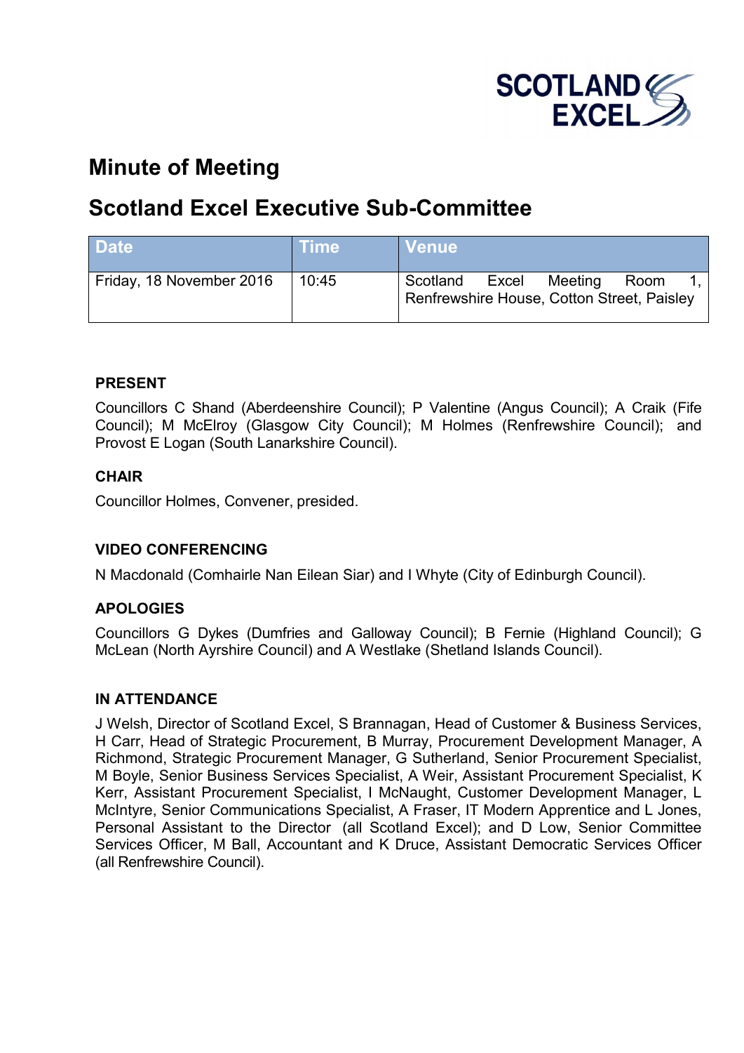# Minute of Meeting

## Scotland Excel Executive Sub-Committee

| Date | Time | Venue |
|---|---|---|
| Friday, 18 November 2016 | 10:45 | Scotland Excel Meeting Room 1, Renfrewshire House, Cotton Street, Paisley |

### PRESENT

Councillors C Shand (Aberdeenshire Council); P Valentine (Angus Council); A Craik (Fife Council); M McElroy (Glasgow City Council); M Holmes (Renfrewshire Council); and Provost E Logan (South Lanarkshire Council).

### CHAIR

Councillor Holmes, Convener, presided.

### VIDEO CONFERENCING

N Macdonald (Comhairle Nan Eilean Siar) and I Whyte (City of Edinburgh Council).

### APOLOGIES

Councillors G Dykes (Dumfries and Galloway Council); B Fernie (Highland Council); G McLean (North Ayrshire Council) and A Westlake (Shetland Islands Council).

### IN ATTENDANCE

J Welsh, Director of Scotland Excel, S Brannagan, Head of Customer & Business Services, H Carr, Head of Strategic Procurement, B Murray, Procurement Development Manager, A Richmond, Strategic Procurement Manager, G Sutherland, Senior Procurement Specialist, M Boyle, Senior Business Services Specialist, A Weir, Assistant Procurement Specialist, K Kerr, Assistant Procurement Specialist, I McNaught, Customer Development Manager, L McIntyre, Senior Communications Specialist, A Fraser, IT Modern Apprentice and L Jones, Personal Assistant to the Director (all Scotland Excel); and D Low, Senior Committee Services Officer, M Ball, Accountant and K Druce, Assistant Democratic Services Officer (all Renfrewshire Council).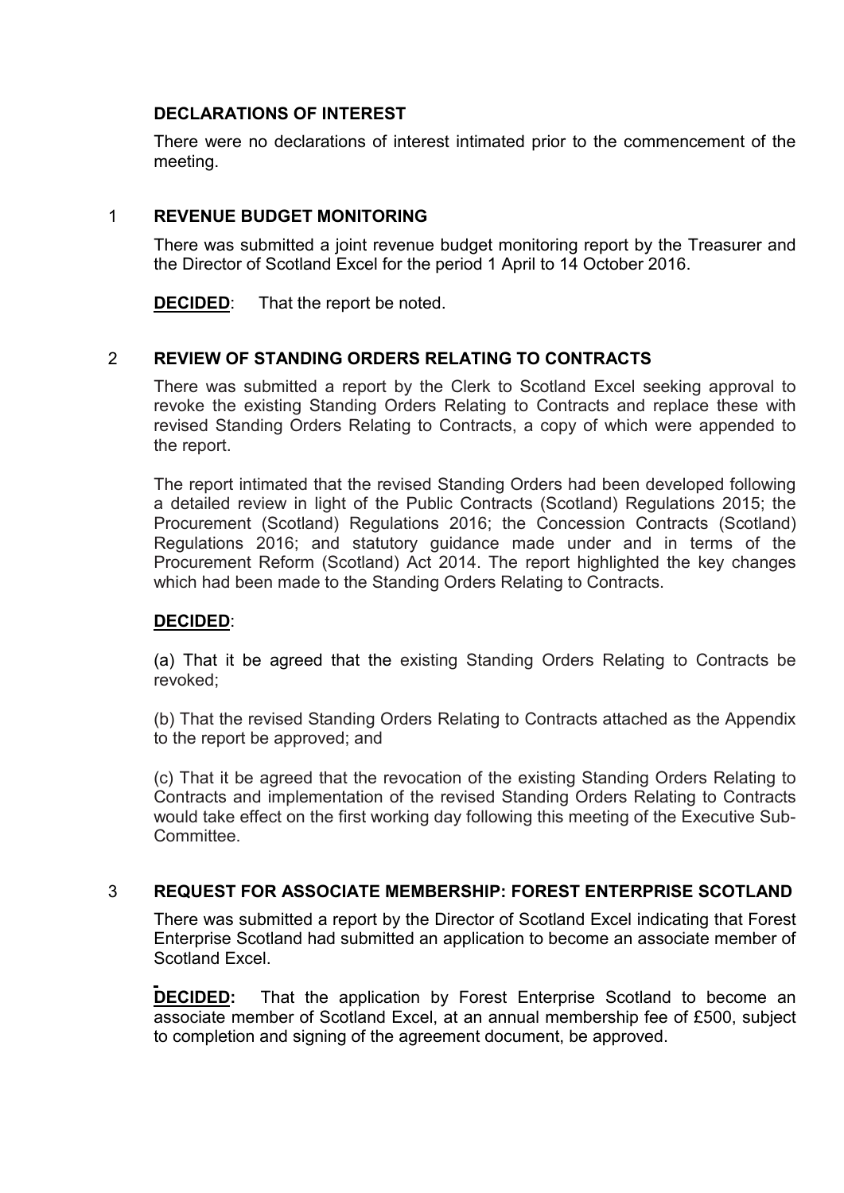**DECLARATIONS OF INTEREST**

There were no declarations of interest intimated prior to the commencement of the meeting.

## 1 REVENUE BUDGET MONITORING

There was submitted a joint revenue budget monitoring report by the Treasurer and the Director of Scotland Excel for the period 1 April to 14 October 2016.

**DECIDED**: That the report be noted.

## 2 REVIEW OF STANDING ORDERS RELATING TO CONTRACTS

There was submitted a report by the Clerk to Scotland Excel seeking approval to revoke the existing Standing Orders Relating to Contracts and replace these with revised Standing Orders Relating to Contracts, a copy of which were appended to the report.

The report intimated that the revised Standing Orders had been developed following a detailed review in light of the Public Contracts (Scotland) Regulations 2015; the Procurement (Scotland) Regulations 2016; the Concession Contracts (Scotland) Regulations 2016; and statutory guidance made under and in terms of the Procurement Reform (Scotland) Act 2014. The report highlighted the key changes which had been made to the Standing Orders Relating to Contracts.

**DECIDED**:

(a) That it be agreed that the existing Standing Orders Relating to Contracts be revoked;

(b) That the revised Standing Orders Relating to Contracts attached as the Appendix to the report be approved; and

(c) That it be agreed that the revocation of the existing Standing Orders Relating to Contracts and implementation of the revised Standing Orders Relating to Contracts would take effect on the first working day following this meeting of the Executive Sub-Committee.

## 3 REQUEST FOR ASSOCIATE MEMBERSHIP: FOREST ENTERPRISE SCOTLAND

There was submitted a report by the Director of Scotland Excel indicating that Forest Enterprise Scotland had submitted an application to become an associate member of Scotland Excel.

**DECIDED:** That the application by Forest Enterprise Scotland to become an associate member of Scotland Excel, at an annual membership fee of £500, subject to completion and signing of the agreement document, be approved.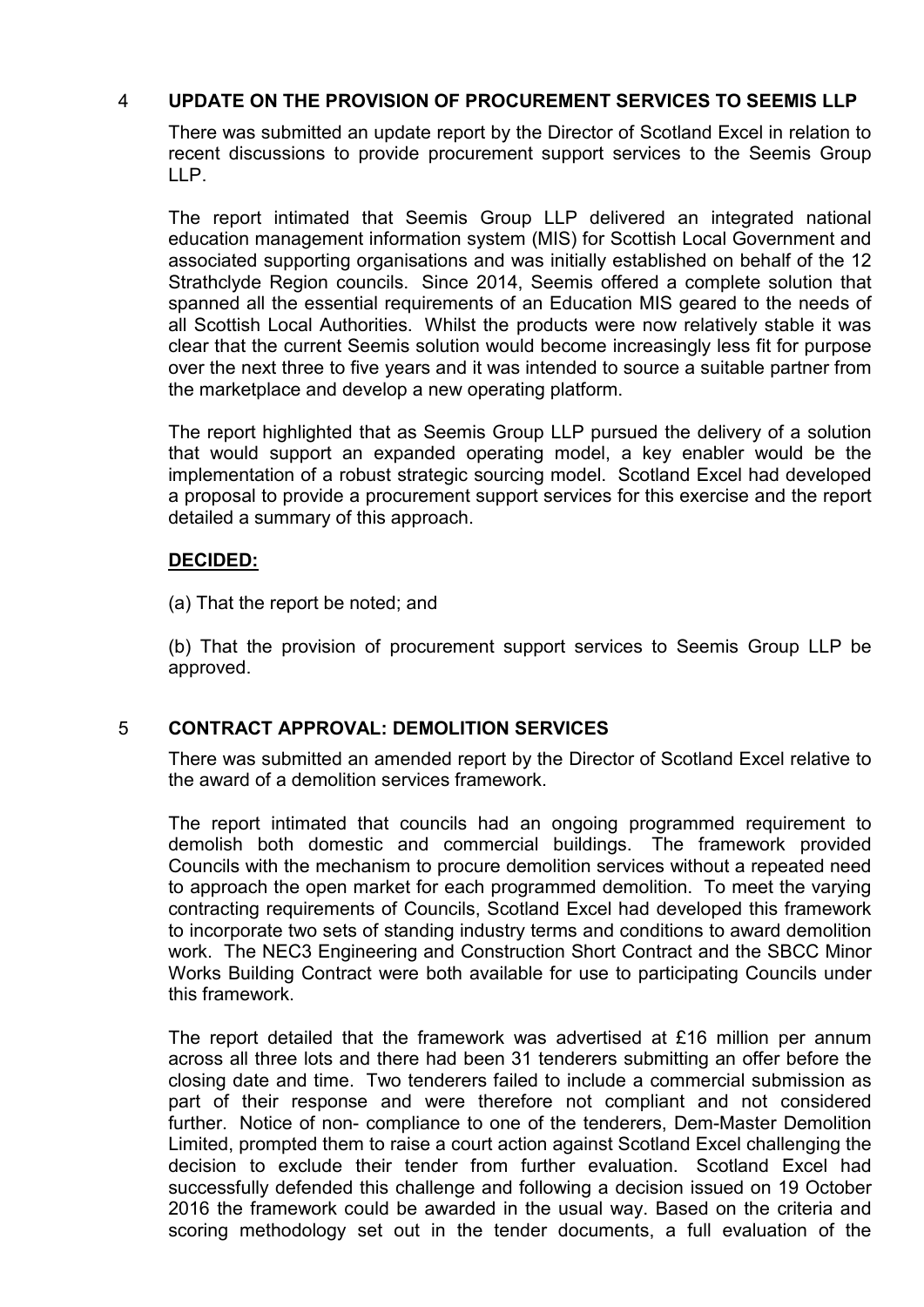## 4 UPDATE ON THE PROVISION OF PROCUREMENT SERVICES TO SEEMIS LLP

There was submitted an update report by the Director of Scotland Excel in relation to recent discussions to provide procurement support services to the Seemis Group LLP.

The report intimated that Seemis Group LLP delivered an integrated national education management information system (MIS) for Scottish Local Government and associated supporting organisations and was initially established on behalf of the 12 Strathclyde Region councils. Since 2014, Seemis offered a complete solution that spanned all the essential requirements of an Education MIS geared to the needs of all Scottish Local Authorities. Whilst the products were now relatively stable it was clear that the current Seemis solution would become increasingly less fit for purpose over the next three to five years and it was intended to source a suitable partner from the marketplace and develop a new operating platform.

The report highlighted that as Seemis Group LLP pursued the delivery of a solution that would support an expanded operating model, a key enabler would be the implementation of a robust strategic sourcing model. Scotland Excel had developed a proposal to provide a procurement support services for this exercise and the report detailed a summary of this approach.

**DECIDED:**

(a) That the report be noted; and

(b) That the provision of procurement support services to Seemis Group LLP be approved.

## 5 CONTRACT APPROVAL: DEMOLITION SERVICES

There was submitted an amended report by the Director of Scotland Excel relative to the award of a demolition services framework.

The report intimated that councils had an ongoing programmed requirement to demolish both domestic and commercial buildings. The framework provided Councils with the mechanism to procure demolition services without a repeated need to approach the open market for each programmed demolition. To meet the varying contracting requirements of Councils, Scotland Excel had developed this framework to incorporate two sets of standing industry terms and conditions to award demolition work. The NEC3 Engineering and Construction Short Contract and the SBCC Minor Works Building Contract were both available for use to participating Councils under this framework.

The report detailed that the framework was advertised at £16 million per annum across all three lots and there had been 31 tenderers submitting an offer before the closing date and time. Two tenderers failed to include a commercial submission as part of their response and were therefore not compliant and not considered further. Notice of non- compliance to one of the tenderers, Dem-Master Demolition Limited, prompted them to raise a court action against Scotland Excel challenging the decision to exclude their tender from further evaluation. Scotland Excel had successfully defended this challenge and following a decision issued on 19 October 2016 the framework could be awarded in the usual way. Based on the criteria and scoring methodology set out in the tender documents, a full evaluation of the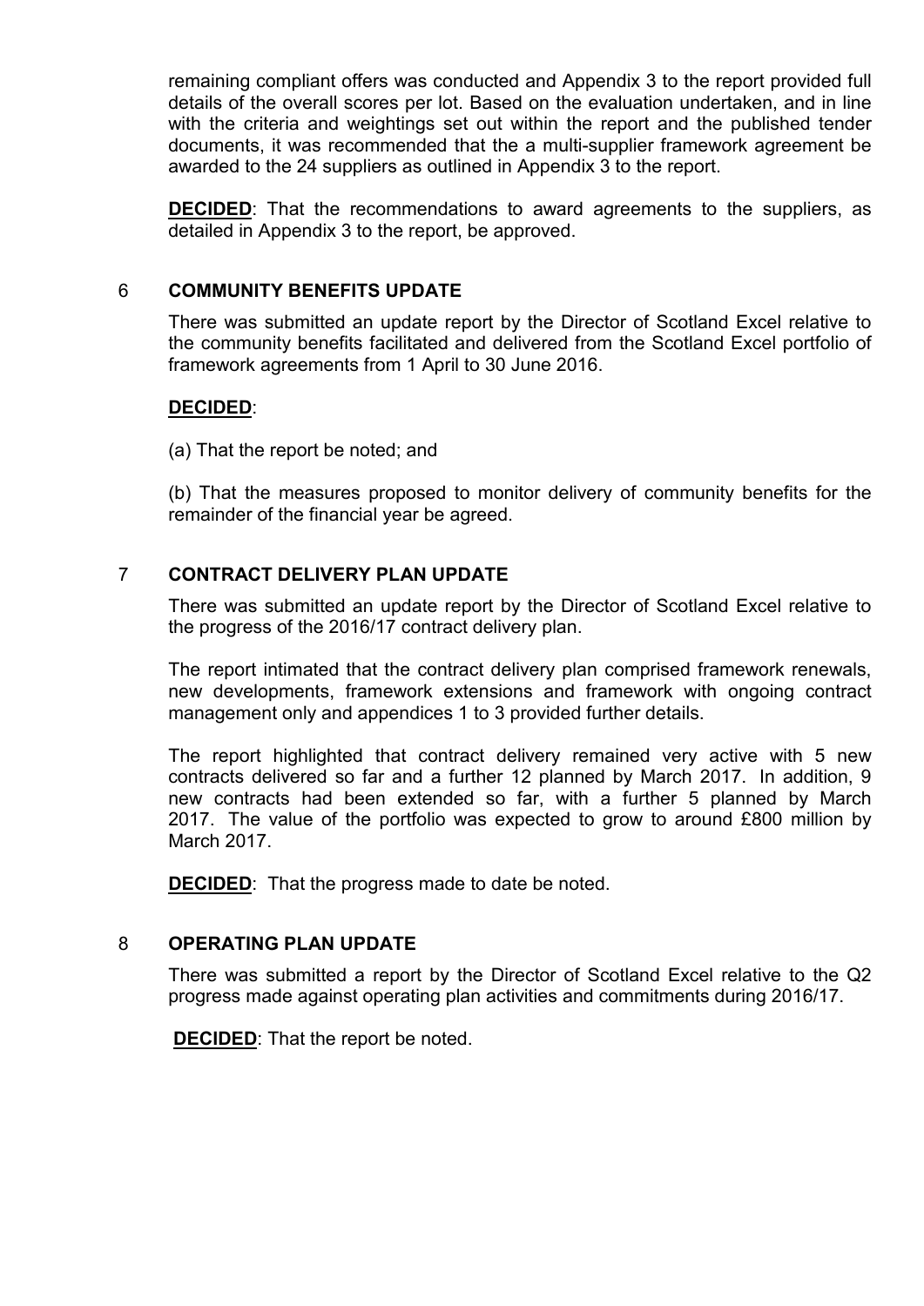remaining compliant offers was conducted and Appendix 3 to the report provided full details of the overall scores per lot. Based on the evaluation undertaken, and in line with the criteria and weightings set out within the report and the published tender documents, it was recommended that the a multi-supplier framework agreement be awarded to the 24 suppliers as outlined in Appendix 3 to the report.

**DECIDED**: That the recommendations to award agreements to the suppliers, as detailed in Appendix 3 to the report, be approved.

## 6 COMMUNITY BENEFITS UPDATE

There was submitted an update report by the Director of Scotland Excel relative to the community benefits facilitated and delivered from the Scotland Excel portfolio of framework agreements from 1 April to 30 June 2016.

**DECIDED**:

(a) That the report be noted; and

(b) That the measures proposed to monitor delivery of community benefits for the remainder of the financial year be agreed.

## 7 CONTRACT DELIVERY PLAN UPDATE

There was submitted an update report by the Director of Scotland Excel relative to the progress of the 2016/17 contract delivery plan.

The report intimated that the contract delivery plan comprised framework renewals, new developments, framework extensions and framework with ongoing contract management only and appendices 1 to 3 provided further details.

The report highlighted that contract delivery remained very active with 5 new contracts delivered so far and a further 12 planned by March 2017. In addition, 9 new contracts had been extended so far, with a further 5 planned by March 2017. The value of the portfolio was expected to grow to around £800 million by March 2017.

**DECIDED**: That the progress made to date be noted.

## 8 OPERATING PLAN UPDATE

There was submitted a report by the Director of Scotland Excel relative to the Q2 progress made against operating plan activities and commitments during 2016/17.

**DECIDED**: That the report be noted.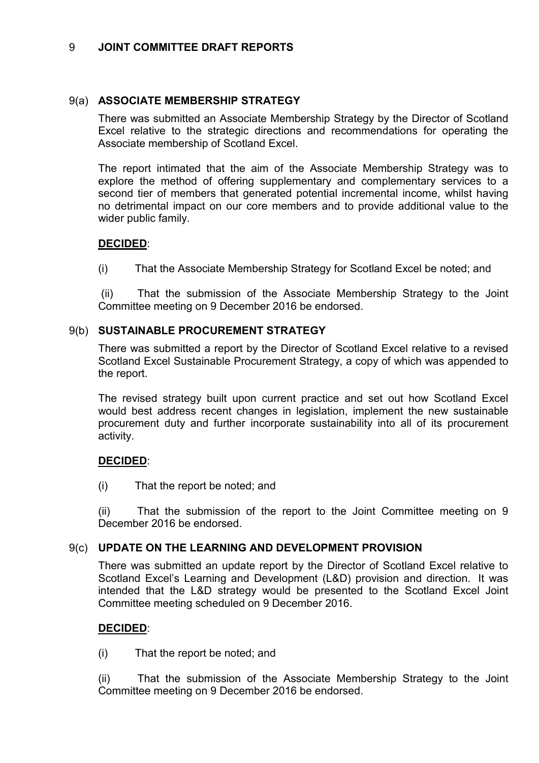## 9 **JOINT COMMITTEE DRAFT REPORTS**

### 9(a) **ASSOCIATE MEMBERSHIP STRATEGY**

There was submitted an Associate Membership Strategy by the Director of Scotland Excel relative to the strategic directions and recommendations for operating the Associate membership of Scotland Excel.

The report intimated that the aim of the Associate Membership Strategy was to explore the method of offering supplementary and complementary services to a second tier of members that generated potential incremental income, whilst having no detrimental impact on our core members and to provide additional value to the wider public family.

**DECIDED**:

(i) That the Associate Membership Strategy for Scotland Excel be noted; and

(ii) That the submission of the Associate Membership Strategy to the Joint Committee meeting on 9 December 2016 be endorsed.

### 9(b) **SUSTAINABLE PROCUREMENT STRATEGY**

There was submitted a report by the Director of Scotland Excel relative to a revised Scotland Excel Sustainable Procurement Strategy, a copy of which was appended to the report.

The revised strategy built upon current practice and set out how Scotland Excel would best address recent changes in legislation, implement the new sustainable procurement duty and further incorporate sustainability into all of its procurement activity.

**DECIDED**:

(i) That the report be noted; and

(ii) That the submission of the report to the Joint Committee meeting on 9 December 2016 be endorsed.

### 9(c) **UPDATE ON THE LEARNING AND DEVELOPMENT PROVISION**

There was submitted an update report by the Director of Scotland Excel relative to Scotland Excel's Learning and Development (L&D) provision and direction. It was intended that the L&D strategy would be presented to the Scotland Excel Joint Committee meeting scheduled on 9 December 2016.

**DECIDED**:

(i) That the report be noted; and

(ii) That the submission of the Associate Membership Strategy to the Joint Committee meeting on 9 December 2016 be endorsed.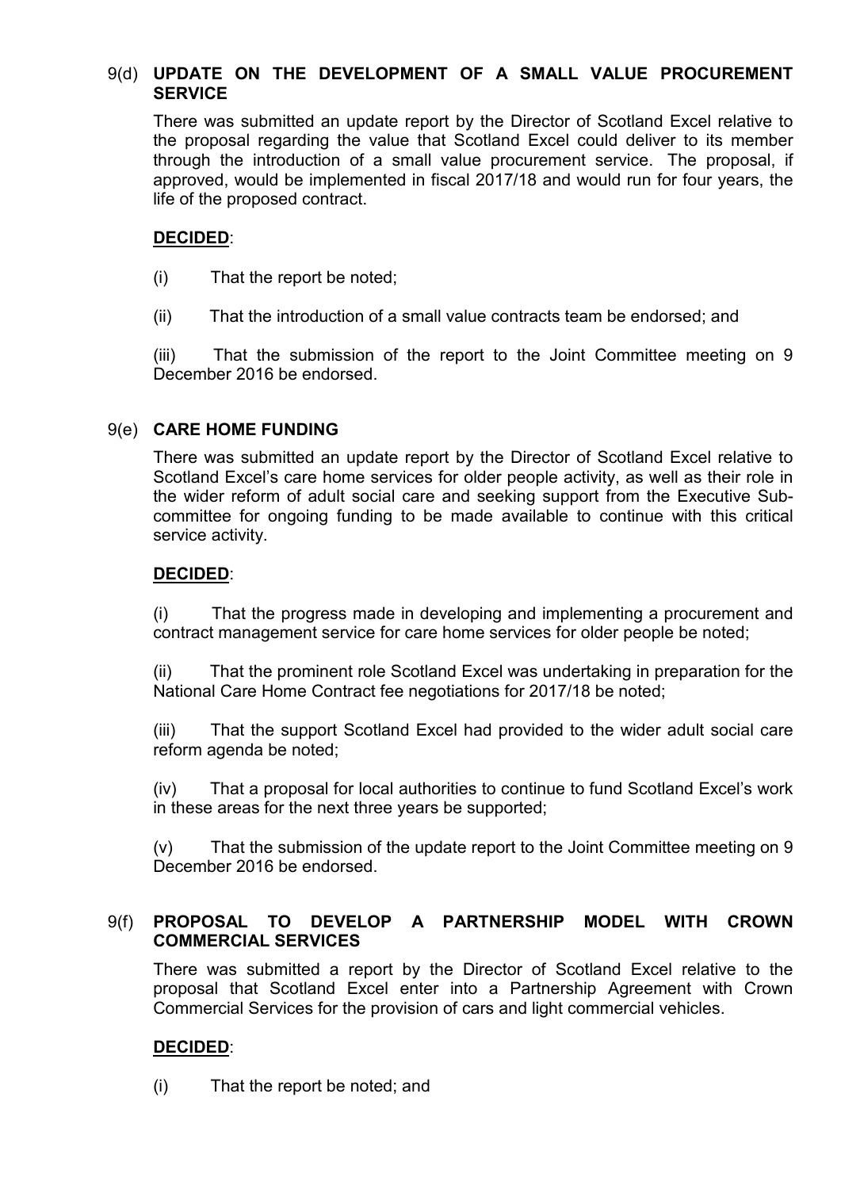### 9(d) **UPDATE ON THE DEVELOPMENT OF A SMALL VALUE PROCUREMENT SERVICE**

There was submitted an update report by the Director of Scotland Excel relative to the proposal regarding the value that Scotland Excel could deliver to its member through the introduction of a small value procurement service. The proposal, if approved, would be implemented in fiscal 2017/18 and would run for four years, the life of the proposed contract.

**DECIDED**:

(i) That the report be noted;

(ii) That the introduction of a small value contracts team be endorsed; and

(iii) That the submission of the report to the Joint Committee meeting on 9 December 2016 be endorsed.

### 9(e) **CARE HOME FUNDING**

There was submitted an update report by the Director of Scotland Excel relative to Scotland Excel's care home services for older people activity, as well as their role in the wider reform of adult social care and seeking support from the Executive Sub-committee for ongoing funding to be made available to continue with this critical service activity.

**DECIDED**:

(i) That the progress made in developing and implementing a procurement and contract management service for care home services for older people be noted;

(ii) That the prominent role Scotland Excel was undertaking in preparation for the National Care Home Contract fee negotiations for 2017/18 be noted;

(iii) That the support Scotland Excel had provided to the wider adult social care reform agenda be noted;

(iv) That a proposal for local authorities to continue to fund Scotland Excel's work in these areas for the next three years be supported;

(v) That the submission of the update report to the Joint Committee meeting on 9 December 2016 be endorsed.

### 9(f) **PROPOSAL TO DEVELOP A PARTNERSHIP MODEL WITH CROWN COMMERCIAL SERVICES**

There was submitted a report by the Director of Scotland Excel relative to the proposal that Scotland Excel enter into a Partnership Agreement with Crown Commercial Services for the provision of cars and light commercial vehicles.

**DECIDED**:

(i) That the report be noted; and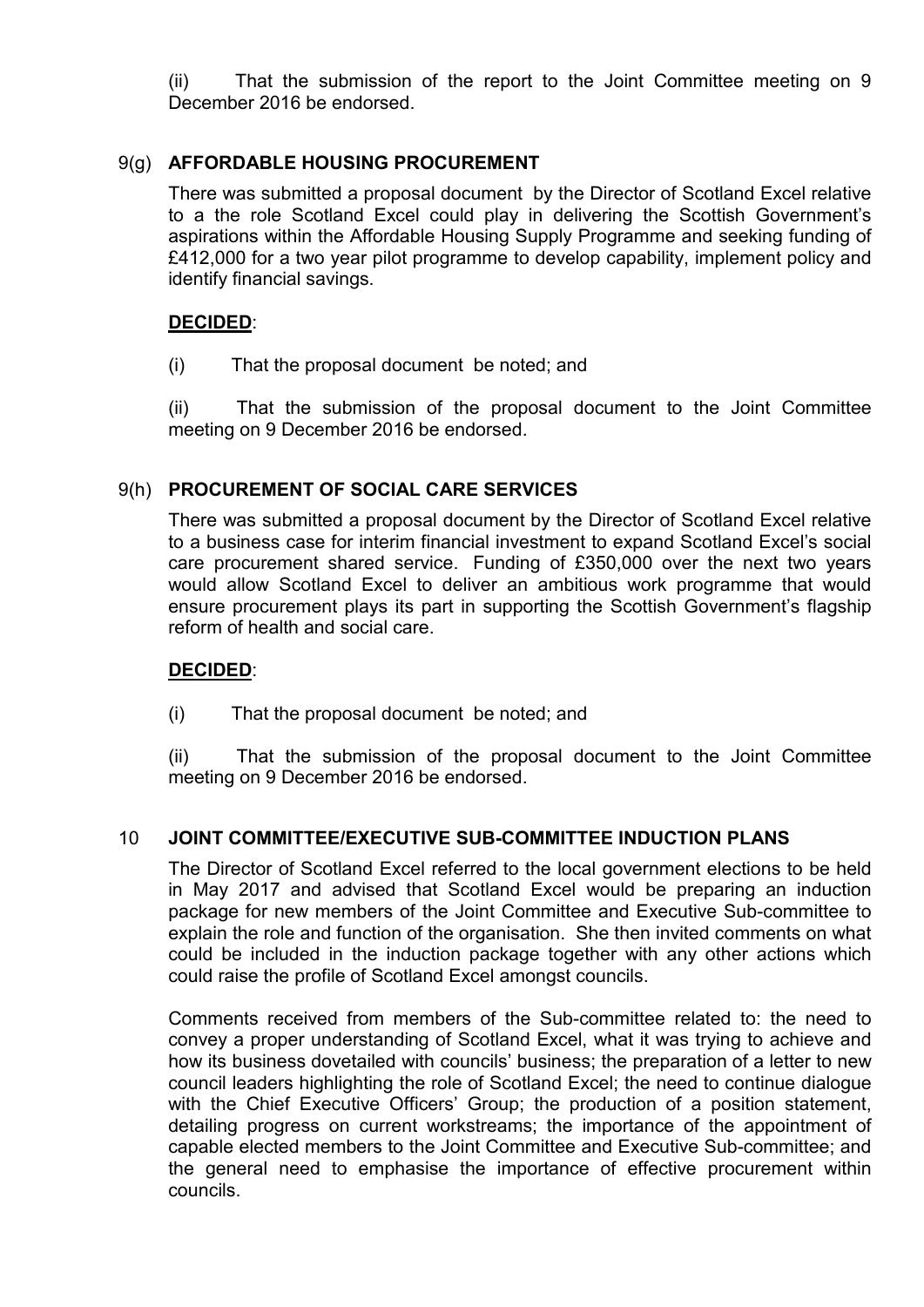(ii) That the submission of the report to the Joint Committee meeting on 9 December 2016 be endorsed.

## 9(g) AFFORDABLE HOUSING PROCUREMENT

There was submitted a proposal document by the Director of Scotland Excel relative to a the role Scotland Excel could play in delivering the Scottish Government's aspirations within the Affordable Housing Supply Programme and seeking funding of £412,000 for a two year pilot programme to develop capability, implement policy and identify financial savings.

**DECIDED**:

(i) That the proposal document be noted; and

(ii) That the submission of the proposal document to the Joint Committee meeting on 9 December 2016 be endorsed.

## 9(h) PROCUREMENT OF SOCIAL CARE SERVICES

There was submitted a proposal document by the Director of Scotland Excel relative to a business case for interim financial investment to expand Scotland Excel's social care procurement shared service. Funding of £350,000 over the next two years would allow Scotland Excel to deliver an ambitious work programme that would ensure procurement plays its part in supporting the Scottish Government's flagship reform of health and social care.

**DECIDED**:

(i) That the proposal document be noted; and

(ii) That the submission of the proposal document to the Joint Committee meeting on 9 December 2016 be endorsed.

## 10 JOINT COMMITTEE/EXECUTIVE SUB-COMMITTEE INDUCTION PLANS

The Director of Scotland Excel referred to the local government elections to be held in May 2017 and advised that Scotland Excel would be preparing an induction package for new members of the Joint Committee and Executive Sub-committee to explain the role and function of the organisation. She then invited comments on what could be included in the induction package together with any other actions which could raise the profile of Scotland Excel amongst councils.

Comments received from members of the Sub-committee related to: the need to convey a proper understanding of Scotland Excel, what it was trying to achieve and how its business dovetailed with councils' business; the preparation of a letter to new council leaders highlighting the role of Scotland Excel; the need to continue dialogue with the Chief Executive Officers' Group; the production of a position statement, detailing progress on current workstreams; the importance of the appointment of capable elected members to the Joint Committee and Executive Sub-committee; and the general need to emphasise the importance of effective procurement within councils.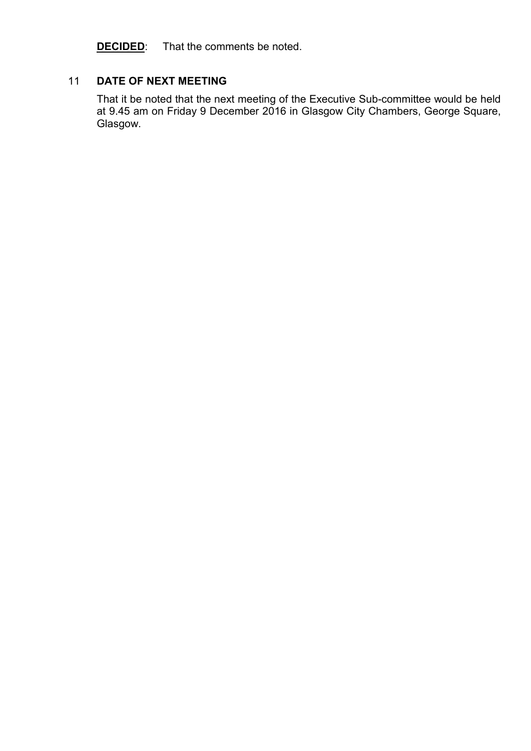**DECIDED**: That the comments be noted.

## 11 DATE OF NEXT MEETING

That it be noted that the next meeting of the Executive Sub-committee would be held at 9.45 am on Friday 9 December 2016 in Glasgow City Chambers, George Square, Glasgow.